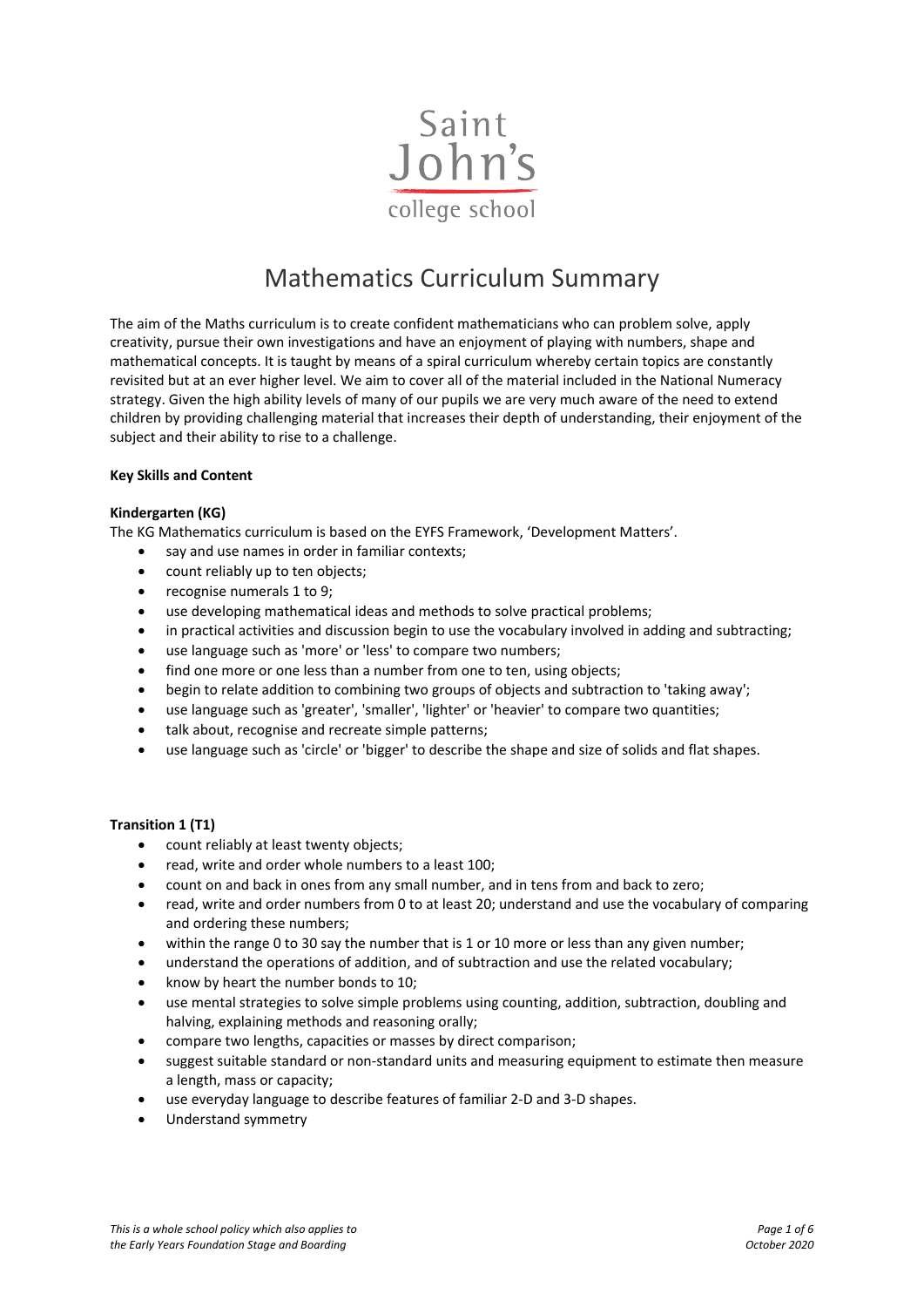Saint John's college school

# Mathematics Curriculum Summary

The aim of the Maths curriculum is to create confident mathematicians who can problem solve, apply creativity, pursue their own investigations and have an enjoyment of playing with numbers, shape and mathematical concepts. It is taught by means of a spiral curriculum whereby certain topics are constantly revisited but at an ever higher level. We aim to cover all of the material included in the National Numeracy strategy. Given the high ability levels of many of our pupils we are very much aware of the need to extend children by providing challenging material that increases their depth of understanding, their enjoyment of the subject and their ability to rise to a challenge.

**Key Skills and Content**

**Kindergarten (KG)**

The KG Mathematics curriculum is based on the EYFS Framework, 'Development Matters'.

- say and use names in order in familiar contexts;
- count reliably up to ten objects;
- recognise numerals 1 to 9;
- use developing mathematical ideas and methods to solve practical problems;
- in practical activities and discussion begin to use the vocabulary involved in adding and subtracting;
- use language such as 'more' or 'less' to compare two numbers;
- find one more or one less than a number from one to ten, using objects;
- begin to relate addition to combining two groups of objects and subtraction to 'taking away';
- use language such as 'greater', 'smaller', 'lighter' or 'heavier' to compare two quantities;
- talk about, recognise and recreate simple patterns;
- use language such as 'circle' or 'bigger' to describe the shape and size of solids and flat shapes.

**Transition 1 (T1)**

- count reliably at least twenty objects;
- read, write and order whole numbers to a least 100;
- count on and back in ones from any small number, and in tens from and back to zero;
- read, write and order numbers from 0 to at least 20; understand and use the vocabulary of comparing and ordering these numbers;
- within the range 0 to 30 say the number that is 1 or 10 more or less than any given number;
- understand the operations of addition, and of subtraction and use the related vocabulary;
- know by heart the number bonds to 10;
- use mental strategies to solve simple problems using counting, addition, subtraction, doubling and halving, explaining methods and reasoning orally;
- compare two lengths, capacities or masses by direct comparison;
- suggest suitable standard or non-standard units and measuring equipment to estimate then measure a length, mass or capacity;
- use everyday language to describe features of familiar 2-D and 3-D shapes.
- Understand symmetry

*This is a whole school policy which also applies to the Early Years Foundation Stage and Boarding*

*October 2020*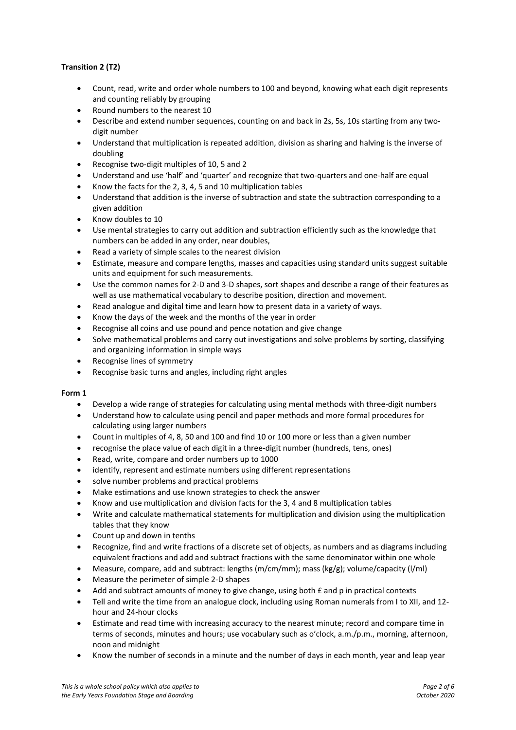**Transition 2 (T2)**

- Count, read, write and order whole numbers to 100 and beyond, knowing what each digit represents and counting reliably by grouping
- Round numbers to the nearest 10
- Describe and extend number sequences, counting on and back in 2s, 5s, 10s starting from any two-digit number
- Understand that multiplication is repeated addition, division as sharing and halving is the inverse of doubling
- Recognise two-digit multiples of 10, 5 and 2
- Understand and use 'half' and 'quarter' and recognize that two-quarters and one-half are equal
- Know the facts for the 2, 3, 4, 5 and 10 multiplication tables
- Understand that addition is the inverse of subtraction and state the subtraction corresponding to a given addition
- Know doubles to 10
- Use mental strategies to carry out addition and subtraction efficiently such as the knowledge that numbers can be added in any order, near doubles,
- Read a variety of simple scales to the nearest division
- Estimate, measure and compare lengths, masses and capacities using standard units suggest suitable units and equipment for such measurements.
- Use the common names for 2-D and 3-D shapes, sort shapes and describe a range of their features as well as use mathematical vocabulary to describe position, direction and movement.
- Read analogue and digital time and learn how to present data in a variety of ways.
- Know the days of the week and the months of the year in order
- Recognise all coins and use pound and pence notation and give change
- Solve mathematical problems and carry out investigations and solve problems by sorting, classifying and organizing information in simple ways
- Recognise lines of symmetry
- Recognise basic turns and angles, including right angles

**Form 1**

- Develop a wide range of strategies for calculating using mental methods with three-digit numbers
- Understand how to calculate using pencil and paper methods and more formal procedures for calculating using larger numbers
- Count in multiples of 4, 8, 50 and 100 and find 10 or 100 more or less than a given number
- recognise the place value of each digit in a three-digit number (hundreds, tens, ones)
- Read, write, compare and order numbers up to 1000
- identify, represent and estimate numbers using different representations
- solve number problems and practical problems
- Make estimations and use known strategies to check the answer
- Know and use multiplication and division facts for the 3, 4 and 8 multiplication tables
- Write and calculate mathematical statements for multiplication and division using the multiplication tables that they know
- Count up and down in tenths
- Recognize, find and write fractions of a discrete set of objects, as numbers and as diagrams including equivalent fractions and add and subtract fractions with the same denominator within one whole
- Measure, compare, add and subtract: lengths (m/cm/mm); mass (kg/g); volume/capacity (l/ml)
- Measure the perimeter of simple 2-D shapes
- Add and subtract amounts of money to give change, using both £ and p in practical contexts
- Tell and write the time from an analogue clock, including using Roman numerals from I to XII, and 12-hour and 24-hour clocks
- Estimate and read time with increasing accuracy to the nearest minute; record and compare time in terms of seconds, minutes and hours; use vocabulary such as o'clock, a.m./p.m., morning, afternoon, noon and midnight
- Know the number of seconds in a minute and the number of days in each month, year and leap year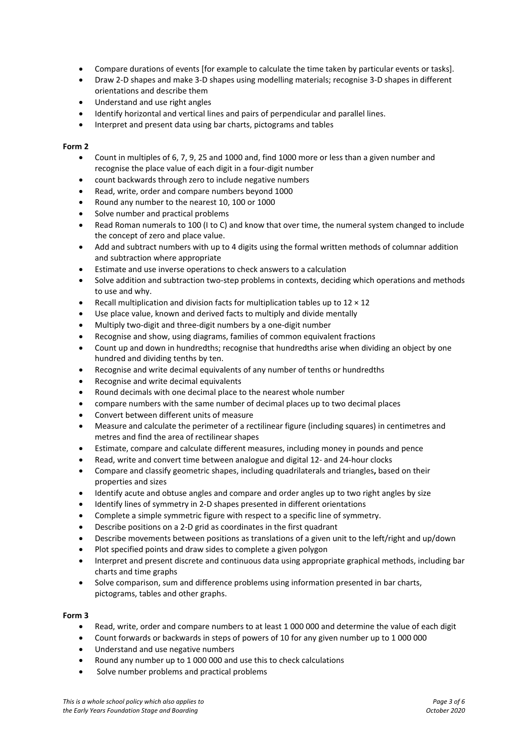- Compare durations of events [for example to calculate the time taken by particular events or tasks].
- Draw 2-D shapes and make 3-D shapes using modelling materials; recognise 3-D shapes in different orientations and describe them
- Understand and use right angles
- Identify horizontal and vertical lines and pairs of perpendicular and parallel lines.
- Interpret and present data using bar charts, pictograms and tables

**Form 2**

- Count in multiples of 6, 7, 9, 25 and 1000 and, find 1000 more or less than a given number and recognise the place value of each digit in a four-digit number
- count backwards through zero to include negative numbers
- Read, write, order and compare numbers beyond 1000
- Round any number to the nearest 10, 100 or 1000
- Solve number and practical problems
- Read Roman numerals to 100 (I to C) and know that over time, the numeral system changed to include the concept of zero and place value.
- Add and subtract numbers with up to 4 digits using the formal written methods of columnar addition and subtraction where appropriate
- Estimate and use inverse operations to check answers to a calculation
- Solve addition and subtraction two-step problems in contexts, deciding which operations and methods to use and why.
- Recall multiplication and division facts for multiplication tables up to $12 \times 12$
- Use place value, known and derived facts to multiply and divide mentally
- Multiply two-digit and three-digit numbers by a one-digit number
- Recognise and show, using diagrams, families of common equivalent fractions
- Count up and down in hundredths; recognise that hundredths arise when dividing an object by one hundred and dividing tenths by ten.
- Recognise and write decimal equivalents of any number of tenths or hundredths
- Recognise and write decimal equivalents
- Round decimals with one decimal place to the nearest whole number
- compare numbers with the same number of decimal places up to two decimal places
- Convert between different units of measure
- Measure and calculate the perimeter of a rectilinear figure (including squares) in centimetres and metres and find the area of rectilinear shapes
- Estimate, compare and calculate different measures, including money in pounds and pence
- Read, write and convert time between analogue and digital 12- and 24-hour clocks
- Compare and classify geometric shapes, including quadrilaterals and triangles**,** based on their properties and sizes
- Identify acute and obtuse angles and compare and order angles up to two right angles by size
- Identify lines of symmetry in 2-D shapes presented in different orientations
- Complete a simple symmetric figure with respect to a specific line of symmetry.
- Describe positions on a 2-D grid as coordinates in the first quadrant
- Describe movements between positions as translations of a given unit to the left/right and up/down
- Plot specified points and draw sides to complete a given polygon
- Interpret and present discrete and continuous data using appropriate graphical methods, including bar charts and time graphs
- Solve comparison, sum and difference problems using information presented in bar charts, pictograms, tables and other graphs.

**Form 3**

- Read, write, order and compare numbers to at least 1 000 000 and determine the value of each digit
- Count forwards or backwards in steps of powers of 10 for any given number up to 1 000 000
- Understand and use negative numbers
- Round any number up to 1 000 000 and use this to check calculations
- Solve number problems and practical problems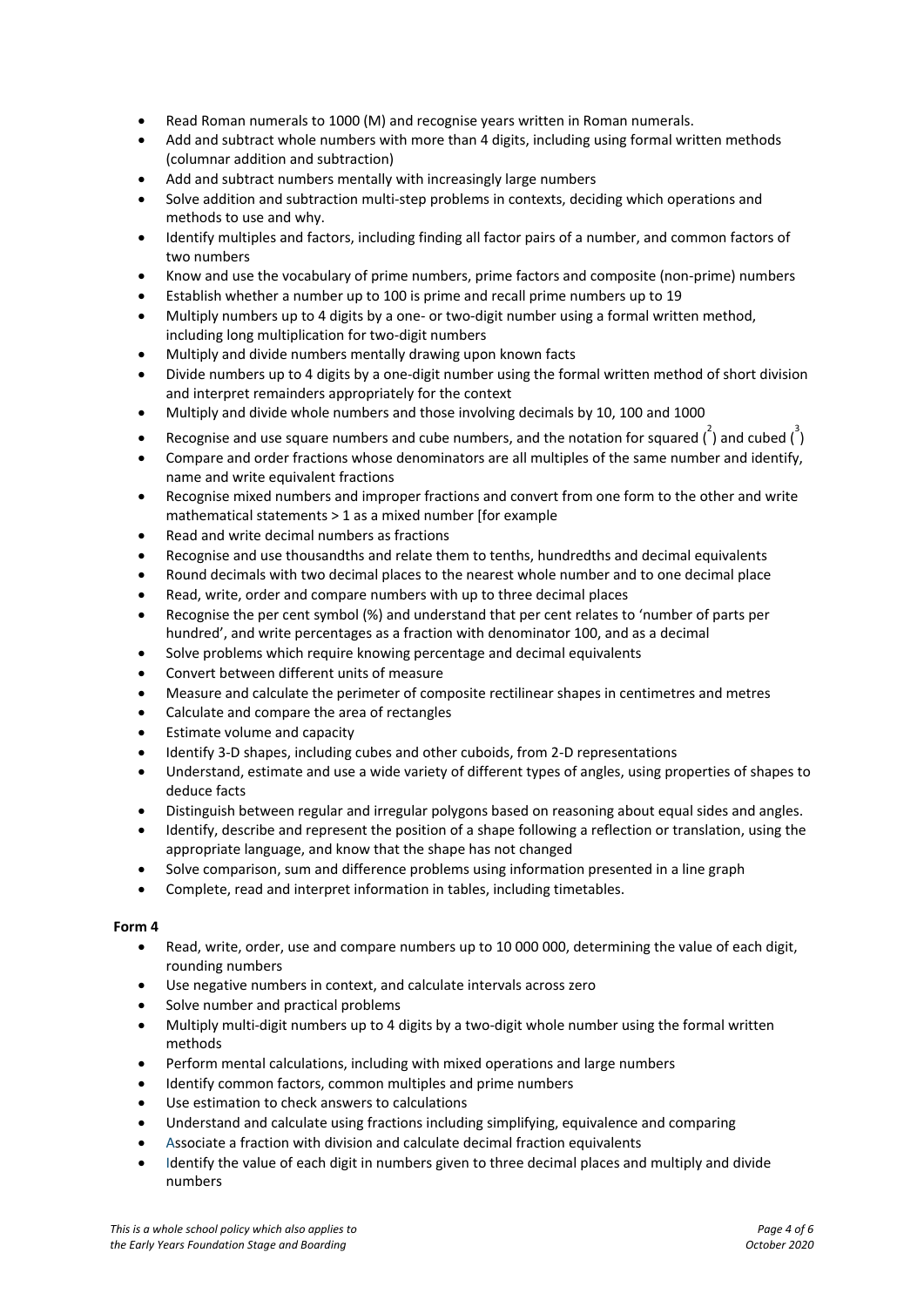- Read Roman numerals to 1000 (M) and recognise years written in Roman numerals.
- Add and subtract whole numbers with more than 4 digits, including using formal written methods (columnar addition and subtraction)
- Add and subtract numbers mentally with increasingly large numbers
- Solve addition and subtraction multi-step problems in contexts, deciding which operations and methods to use and why.
- Identify multiples and factors, including finding all factor pairs of a number, and common factors of two numbers
- Know and use the vocabulary of prime numbers, prime factors and composite (non-prime) numbers
- Establish whether a number up to 100 is prime and recall prime numbers up to 19
- Multiply numbers up to 4 digits by a one- or two-digit number using a formal written method, including long multiplication for two-digit numbers
- Multiply and divide numbers mentally drawing upon known facts
- Divide numbers up to 4 digits by a one-digit number using the formal written method of short division and interpret remainders appropriately for the context
- Multiply and divide whole numbers and those involving decimals by 10, 100 and 1000
- Recognise and use square numbers and cube numbers, and the notation for squared ($^2$) and cubed ($^3$)
- Compare and order fractions whose denominators are all multiples of the same number and identify, name and write equivalent fractions
- Recognise mixed numbers and improper fractions and convert from one form to the other and write mathematical statements > 1 as a mixed number [for example
- Read and write decimal numbers as fractions
- Recognise and use thousandths and relate them to tenths, hundredths and decimal equivalents
- Round decimals with two decimal places to the nearest whole number and to one decimal place
- Read, write, order and compare numbers with up to three decimal places
- Recognise the per cent symbol (%) and understand that per cent relates to 'number of parts per hundred', and write percentages as a fraction with denominator 100, and as a decimal
- Solve problems which require knowing percentage and decimal equivalents
- Convert between different units of measure
- Measure and calculate the perimeter of composite rectilinear shapes in centimetres and metres
- Calculate and compare the area of rectangles
- Estimate volume and capacity
- Identify 3-D shapes, including cubes and other cuboids, from 2-D representations
- Understand, estimate and use a wide variety of different types of angles, using properties of shapes to deduce facts
- Distinguish between regular and irregular polygons based on reasoning about equal sides and angles.
- Identify, describe and represent the position of a shape following a reflection or translation, using the appropriate language, and know that the shape has not changed
- Solve comparison, sum and difference problems using information presented in a line graph
- Complete, read and interpret information in tables, including timetables.

**Form 4**

- Read, write, order, use and compare numbers up to 10 000 000, determining the value of each digit, rounding numbers
- Use negative numbers in context, and calculate intervals across zero
- Solve number and practical problems
- Multiply multi-digit numbers up to 4 digits by a two-digit whole number using the formal written methods
- Perform mental calculations, including with mixed operations and large numbers
- Identify common factors, common multiples and prime numbers
- Use estimation to check answers to calculations
- Understand and calculate using fractions including simplifying, equivalence and comparing
- Associate a fraction with division and calculate decimal fraction equivalents
- Identify the value of each digit in numbers given to three decimal places and multiply and divide numbers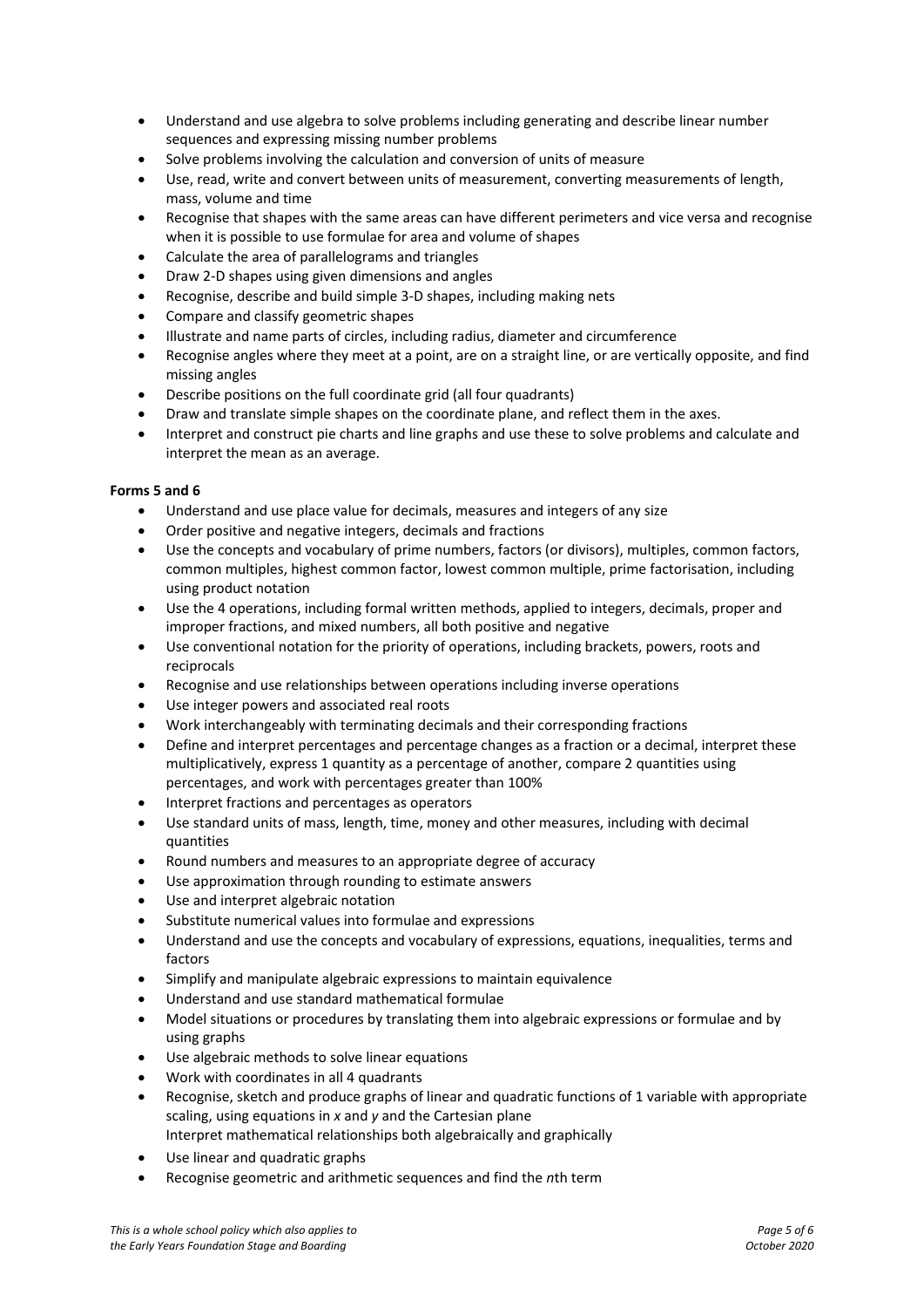- Understand and use algebra to solve problems including generating and describe linear number sequences and expressing missing number problems
- Solve problems involving the calculation and conversion of units of measure
- Use, read, write and convert between units of measurement, converting measurements of length, mass, volume and time
- Recognise that shapes with the same areas can have different perimeters and vice versa and recognise when it is possible to use formulae for area and volume of shapes
- Calculate the area of parallelograms and triangles
- Draw 2-D shapes using given dimensions and angles
- Recognise, describe and build simple 3-D shapes, including making nets
- Compare and classify geometric shapes
- Illustrate and name parts of circles, including radius, diameter and circumference
- Recognise angles where they meet at a point, are on a straight line, or are vertically opposite, and find missing angles
- Describe positions on the full coordinate grid (all four quadrants)
- Draw and translate simple shapes on the coordinate plane, and reflect them in the axes.
- Interpret and construct pie charts and line graphs and use these to solve problems and calculate and interpret the mean as an average.

**Forms 5 and 6**

- Understand and use place value for decimals, measures and integers of any size
- Order positive and negative integers, decimals and fractions
- Use the concepts and vocabulary of prime numbers, factors (or divisors), multiples, common factors, common multiples, highest common factor, lowest common multiple, prime factorisation, including using product notation
- Use the 4 operations, including formal written methods, applied to integers, decimals, proper and improper fractions, and mixed numbers, all both positive and negative
- Use conventional notation for the priority of operations, including brackets, powers, roots and reciprocals
- Recognise and use relationships between operations including inverse operations
- Use integer powers and associated real roots
- Work interchangeably with terminating decimals and their corresponding fractions
- Define and interpret percentages and percentage changes as a fraction or a decimal, interpret these multiplicatively, express 1 quantity as a percentage of another, compare 2 quantities using percentages, and work with percentages greater than 100%
- Interpret fractions and percentages as operators
- Use standard units of mass, length, time, money and other measures, including with decimal quantities
- Round numbers and measures to an appropriate degree of accuracy
- Use approximation through rounding to estimate answers
- Use and interpret algebraic notation
- Substitute numerical values into formulae and expressions
- Understand and use the concepts and vocabulary of expressions, equations, inequalities, terms and factors
- Simplify and manipulate algebraic expressions to maintain equivalence
- Understand and use standard mathematical formulae
- Model situations or procedures by translating them into algebraic expressions or formulae and by using graphs
- Use algebraic methods to solve linear equations
- Work with coordinates in all 4 quadrants
- Recognise, sketch and produce graphs of linear and quadratic functions of 1 variable with appropriate scaling, using equations in $x$ and $y$ and the Cartesian plane
  Interpret mathematical relationships both algebraically and graphically
- Use linear and quadratic graphs
- Recognise geometric and arithmetic sequences and find the $n$th term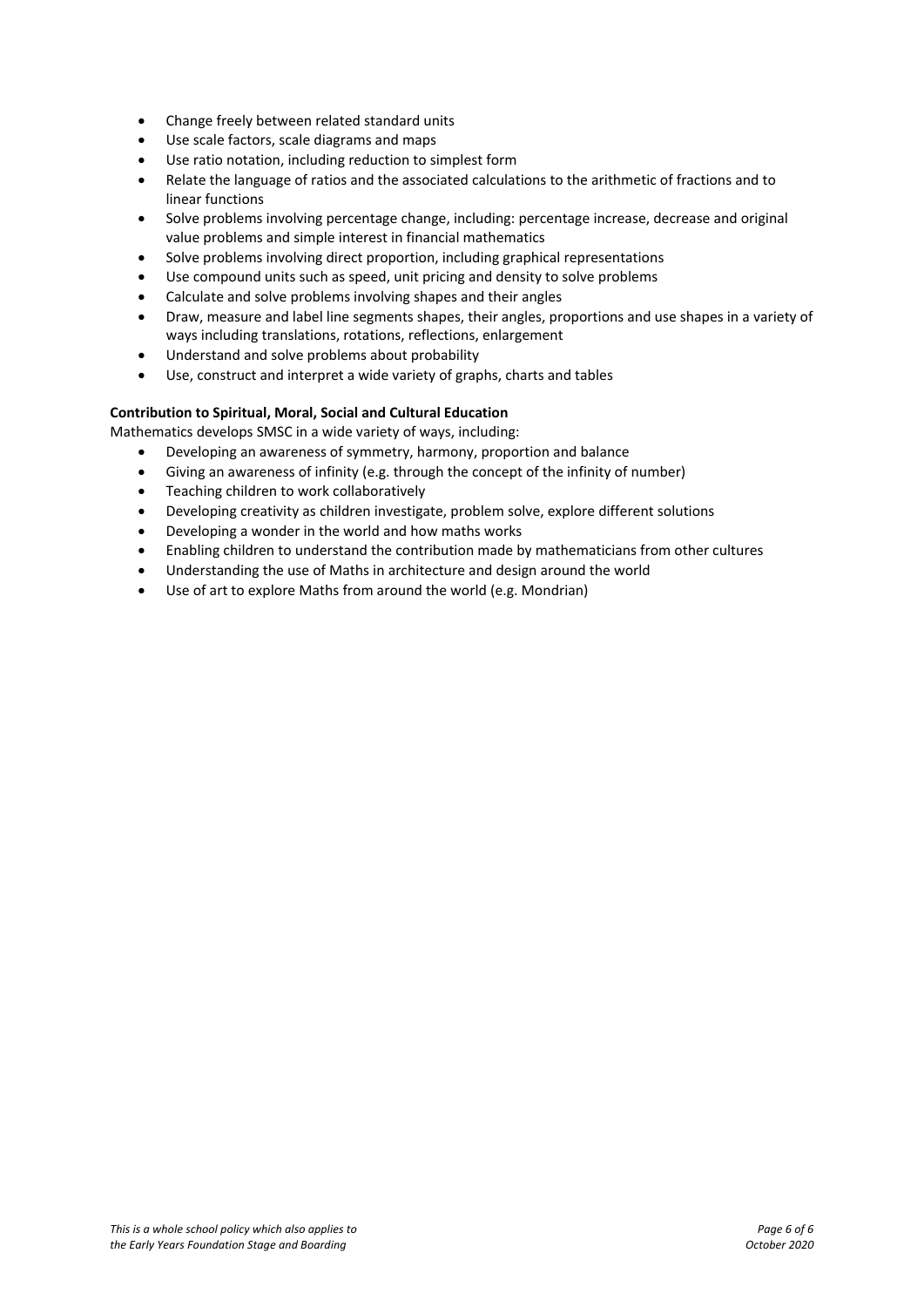- Change freely between related standard units
- Use scale factors, scale diagrams and maps
- Use ratio notation, including reduction to simplest form
- Relate the language of ratios and the associated calculations to the arithmetic of fractions and to linear functions
- Solve problems involving percentage change, including: percentage increase, decrease and original value problems and simple interest in financial mathematics
- Solve problems involving direct proportion, including graphical representations
- Use compound units such as speed, unit pricing and density to solve problems
- Calculate and solve problems involving shapes and their angles
- Draw, measure and label line segments shapes, their angles, proportions and use shapes in a variety of ways including translations, rotations, reflections, enlargement
- Understand and solve problems about probability
- Use, construct and interpret a wide variety of graphs, charts and tables

**Contribution to Spiritual, Moral, Social and Cultural Education**

Mathematics develops SMSC in a wide variety of ways, including:

- Developing an awareness of symmetry, harmony, proportion and balance
- Giving an awareness of infinity (e.g. through the concept of the infinity of number)
- Teaching children to work collaboratively
- Developing creativity as children investigate, problem solve, explore different solutions
- Developing a wonder in the world and how maths works
- Enabling children to understand the contribution made by mathematicians from other cultures
- Understanding the use of Maths in architecture and design around the world
- Use of art to explore Maths from around the world (e.g. Mondrian)